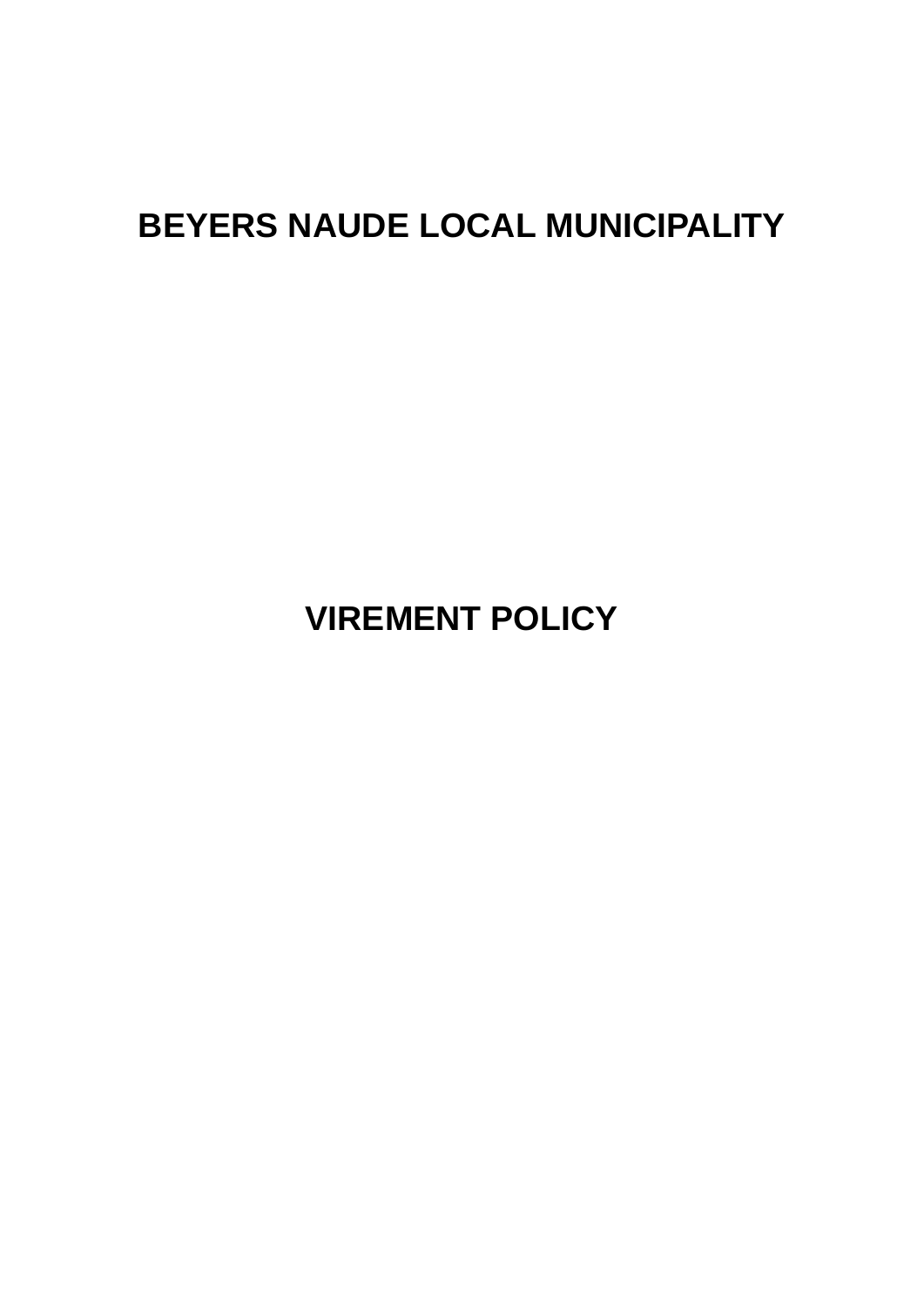# BEYERS NAUDE LOCAL MUNICIPALITY

# VIREMENT POLICY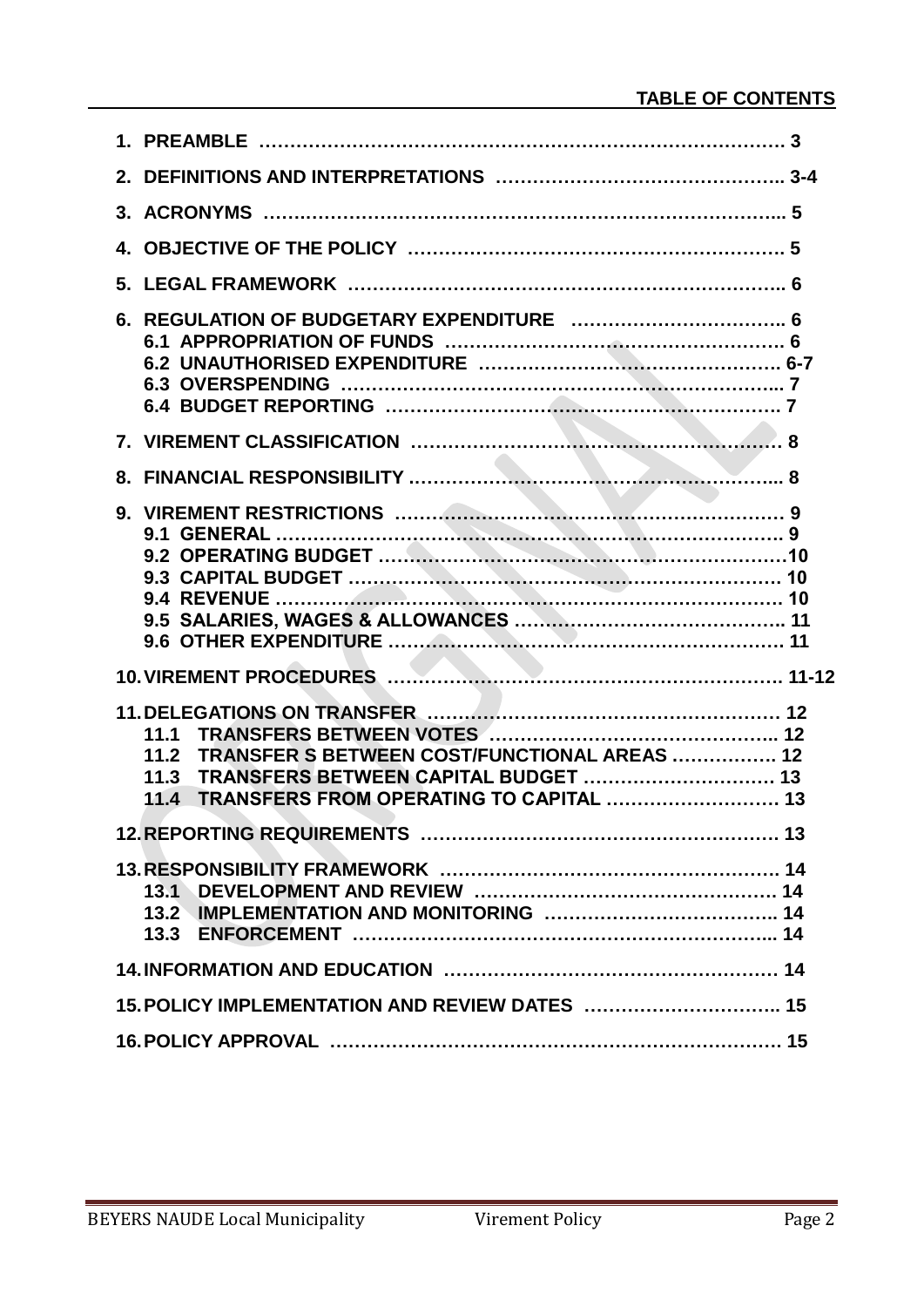## TABLE OF CONTENTS

1. **PREAMBLE** ………………………………………………………………………… 3
2. **DEFINITIONS AND INTERPRETATIONS** ……………………………………….. 3-4
3. **ACRONYMS** ……………………………………………………………………... 5
4. **OBJECTIVE OF THE POLICY** ……………………………………………………. 5
5. **LEGAL FRAMEWORK** …………………………………………………………….. 6
6. **REGULATION OF BUDGETARY EXPENDITURE** …………………………….. 6
   - **6.1 APPROPRIATION OF FUNDS** ………………………………………………. 6
   - **6.2 UNAUTHORISED EXPENDITURE** …………………………………………. 6-7
   - **6.3 OVERSPENDING** ………………………………………………………………... 7
   - **6.4 BUDGET REPORTING** ………………………………………………………. 7
7. **VIREMENT CLASSIFICATION** …………………………………………………. 8
8. **FINANCIAL RESPONSIBILITY** ………………………………………………... 8
9. **VIREMENT RESTRICTIONS** ……………………………………………………… 9
   - **9.1 GENERAL** …………………………………………………………………………. 9
   - **9.2 OPERATING BUDGET** ………………………………………………………10
   - **9.3 CAPITAL BUDGET** ………………………………………………………… 10
   - **9.4 REVENUE** ……………………………………………………………………… 10
   - **9.5 SALARIES, WAGES & ALLOWANCES** ………………………………….. 11
   - **9.6 OTHER EXPENDITURE** ………………………………………………………. 11
10. **VIREMENT PROCEDURES** ………………………………………………………. 11-12
11. **DELEGATIONS ON TRANSFER** …………………………………………………… 12
    - **11.1 TRANSFERS BETWEEN VOTES** …………………………………………….. 12
    - **11.2 TRANSFER S BETWEEN COST/FUNCTIONAL AREAS** …………….. 12
    - **11.3 TRANSFERS BETWEEN CAPITAL BUDGET** …………………………. 13
    - **11.4 TRANSFERS FROM OPERATING TO CAPITAL** ………………………. 13
12. **REPORTING REQUIREMENTS** …………………………………………………. 13
13. **RESPONSIBILITY FRAMEWORK** ………………………………………………. 14
    - **13.1 DEVELOPMENT AND REVIEW** ………………………………………… 14
    - **13.2 IMPLEMENTATION AND MONITORING** ……………………………….. 14
    - **13.3 ENFORCEMENT** ………………………………………………………….... 14
14. **INFORMATION AND EDUCATION** ………………………………………………. 14
15. **POLICY IMPLEMENTATION AND REVIEW DATES** ………………………….. 15
16. **POLICY APPROVAL** …………………………………………………………………. 15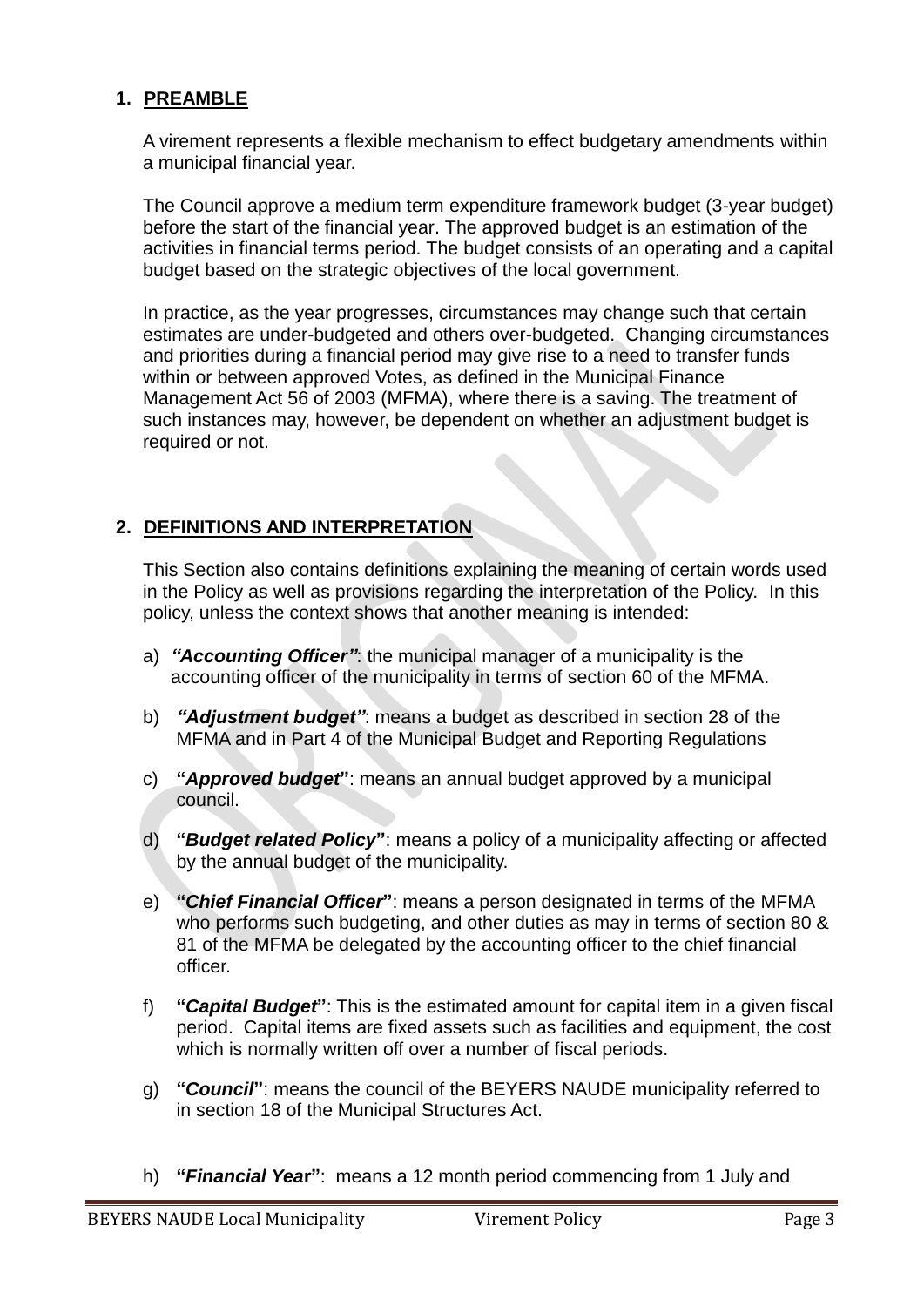## 1. PREAMBLE

A virement represents a flexible mechanism to effect budgetary amendments within a municipal financial year.

The Council approve a medium term expenditure framework budget (3-year budget) before the start of the financial year. The approved budget is an estimation of the activities in financial terms period. The budget consists of an operating and a capital budget based on the strategic objectives of the local government.

In practice, as the year progresses, circumstances may change such that certain estimates are under-budgeted and others over-budgeted. Changing circumstances and priorities during a financial period may give rise to a need to transfer funds within or between approved Votes, as defined in the Municipal Finance Management Act 56 of 2003 (MFMA), where there is a saving. The treatment of such instances may, however, be dependent on whether an adjustment budget is required or not.

## 2. DEFINITIONS AND INTERPRETATION

This Section also contains definitions explaining the meaning of certain words used in the Policy as well as provisions regarding the interpretation of the Policy. In this policy, unless the context shows that another meaning is intended:

a) ***"Accounting Officer"***: the municipal manager of a municipality is the accounting officer of the municipality in terms of section 60 of the MFMA.

b) ***"Adjustment budget"***: means a budget as described in section 28 of the MFMA and in Part 4 of the Municipal Budget and Reporting Regulations

c) **"*Approved budget*"**: means an annual budget approved by a municipal council.

d) **"*Budget related Policy*"**: means a policy of a municipality affecting or affected by the annual budget of the municipality.

e) **"*Chief Financial Officer*"**: means a person designated in terms of the MFMA who performs such budgeting, and other duties as may in terms of section 80 & 81 of the MFMA be delegated by the accounting officer to the chief financial officer.

f) **"*Capital Budget*"**: This is the estimated amount for capital item in a given fiscal period. Capital items are fixed assets such as facilities and equipment, the cost which is normally written off over a number of fiscal periods.

g) **"*Council*"**: means the council of the BEYERS NAUDE municipality referred to in section 18 of the Municipal Structures Act.

h) **"*Financial Year*"**: means a 12 month period commencing from 1 July and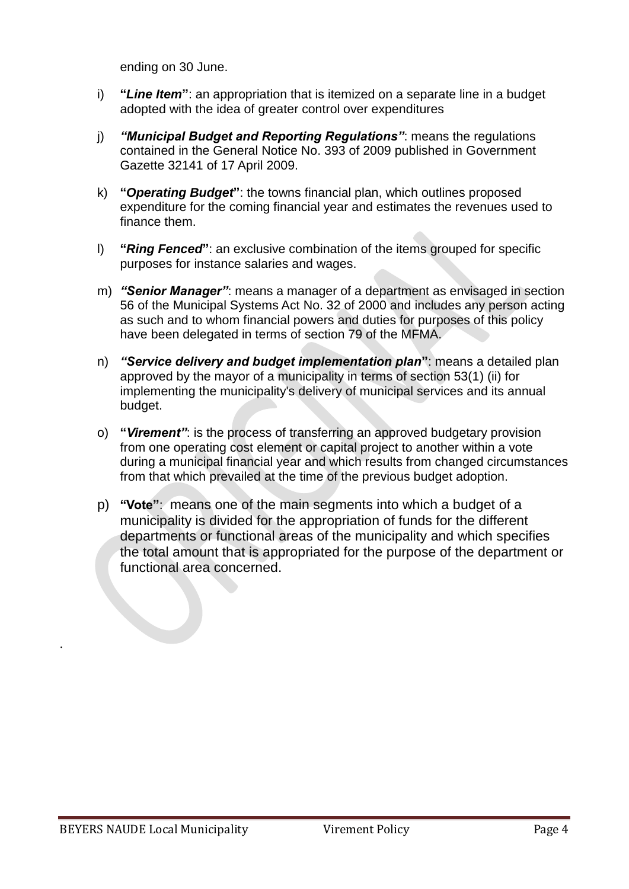ending on 30 June.

i) **"*Line Item*"**: an appropriation that is itemized on a separate line in a budget adopted with the idea of greater control over expenditures

j) ***"Municipal Budget and Reporting Regulations"***: means the regulations contained in the General Notice No. 393 of 2009 published in Government Gazette 32141 of 17 April 2009.

k) **"*Operating Budget*"**: the towns financial plan, which outlines proposed expenditure for the coming financial year and estimates the revenues used to finance them.

l) **"*Ring Fenced*"**: an exclusive combination of the items grouped for specific purposes for instance salaries and wages.

m) ***"Senior Manager"***: means a manager of a department as envisaged in section 56 of the Municipal Systems Act No. 32 of 2000 and includes any person acting as such and to whom financial powers and duties for purposes of this policy have been delegated in terms of section 79 of the MFMA.

n) ***"Service delivery and budget implementation plan"***: means a detailed plan approved by the mayor of a municipality in terms of section 53(1) (ii) for implementing the municipality's delivery of municipal services and its annual budget.

o) **"*Virement"***: is the process of transferring an approved budgetary provision from one operating cost element or capital project to another within a vote during a municipal financial year and which results from changed circumstances from that which prevailed at the time of the previous budget adoption.

p) **"Vote"**: means one of the main segments into which a budget of a municipality is divided for the appropriation of funds for the different departments or functional areas of the municipality and which specifies the total amount that is appropriated for the purpose of the department or functional area concerned.

.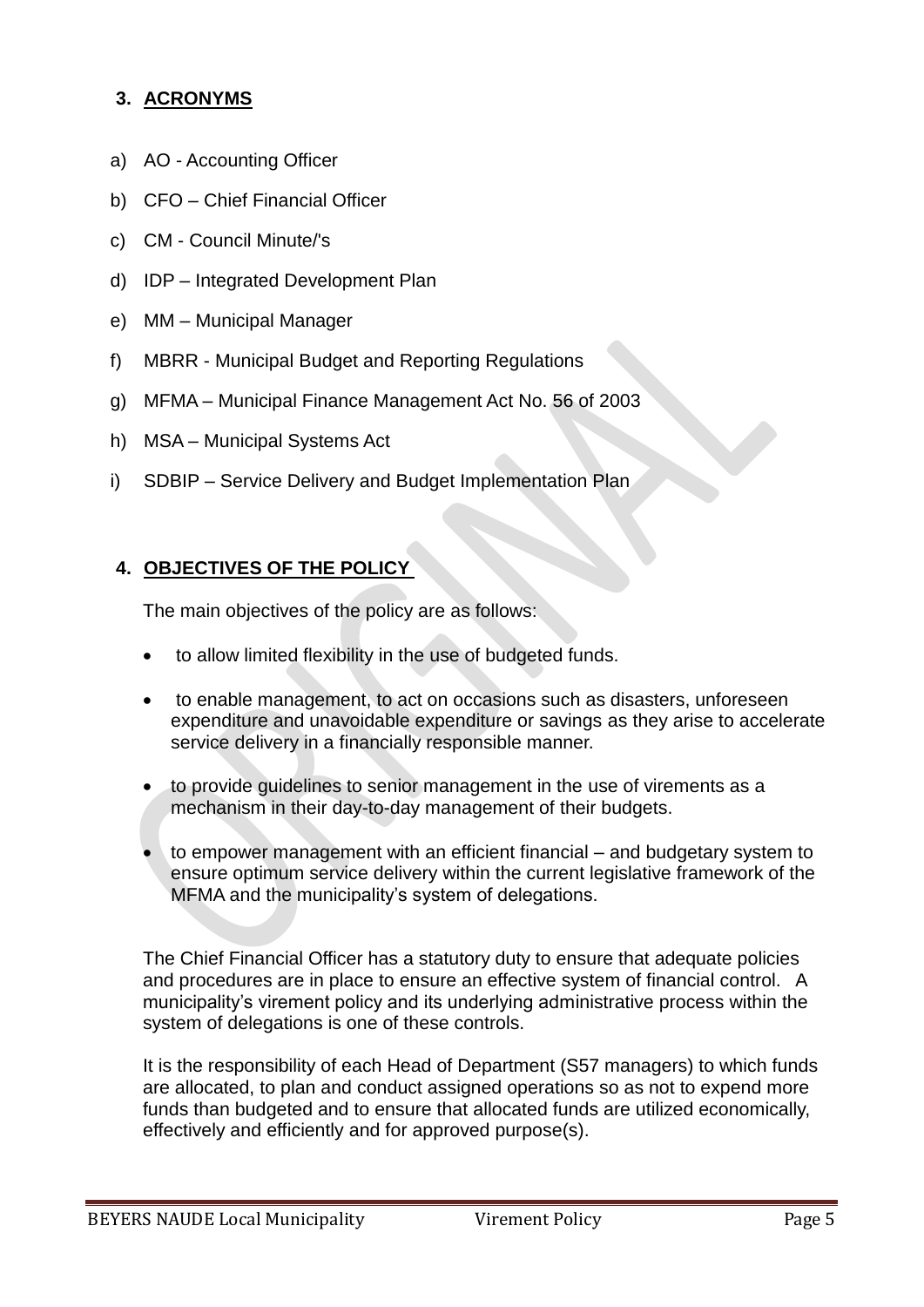## 3. ACRONYMS

a) AO - Accounting Officer

b) CFO – Chief Financial Officer

c) CM - Council Minute/'s

d) IDP – Integrated Development Plan

e) MM – Municipal Manager

f) MBRR - Municipal Budget and Reporting Regulations

g) MFMA – Municipal Finance Management Act No. 56 of 2003

h) MSA – Municipal Systems Act

i) SDBIP – Service Delivery and Budget Implementation Plan

## 4. OBJECTIVES OF THE POLICY

The main objectives of the policy are as follows:

- to allow limited flexibility in the use of budgeted funds.
- to enable management, to act on occasions such as disasters, unforeseen expenditure and unavoidable expenditure or savings as they arise to accelerate service delivery in a financially responsible manner.
- to provide guidelines to senior management in the use of virements as a mechanism in their day-to-day management of their budgets.
- to empower management with an efficient financial – and budgetary system to ensure optimum service delivery within the current legislative framework of the MFMA and the municipality's system of delegations.

The Chief Financial Officer has a statutory duty to ensure that adequate policies and procedures are in place to ensure an effective system of financial control. A municipality's virement policy and its underlying administrative process within the system of delegations is one of these controls.

It is the responsibility of each Head of Department (S57 managers) to which funds are allocated, to plan and conduct assigned operations so as not to expend more funds than budgeted and to ensure that allocated funds are utilized economically, effectively and efficiently and for approved purpose(s).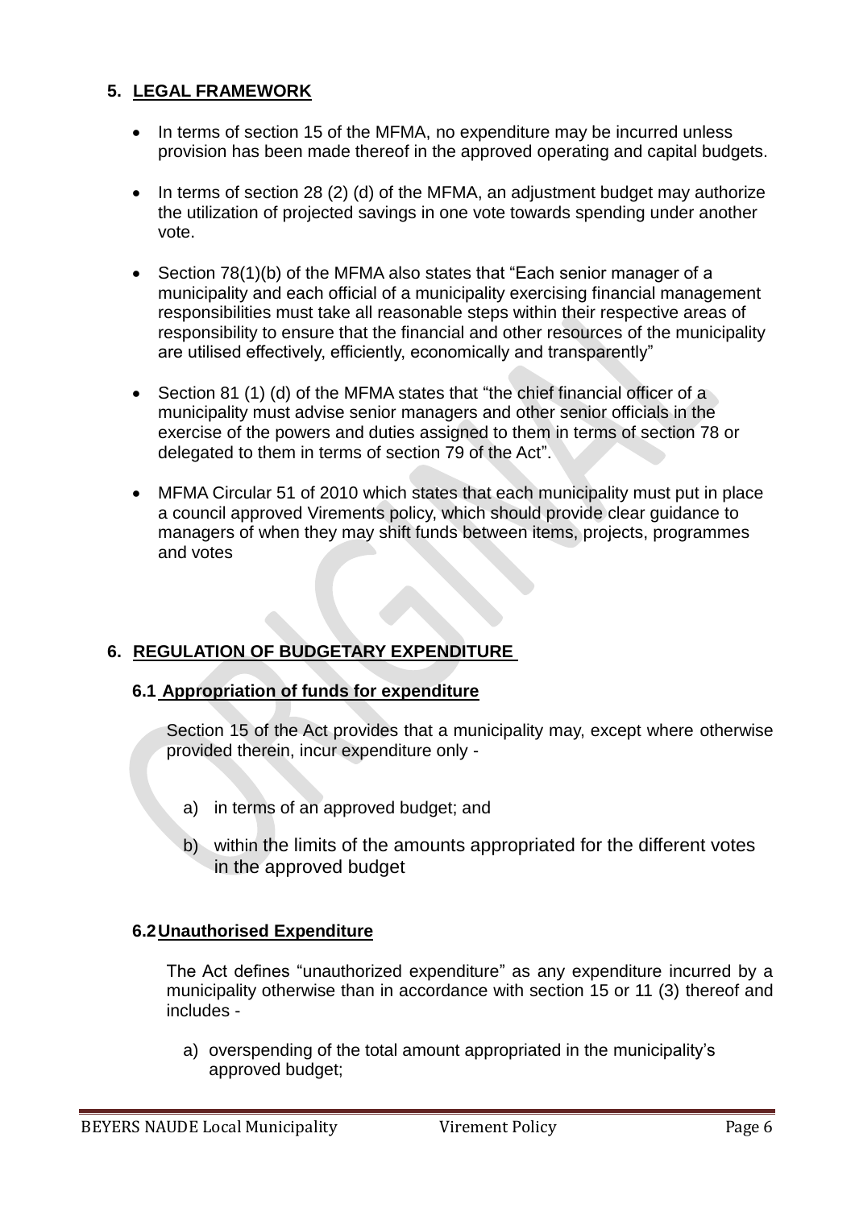## 5. LEGAL FRAMEWORK

- In terms of section 15 of the MFMA, no expenditure may be incurred unless provision has been made thereof in the approved operating and capital budgets.
- In terms of section 28 (2) (d) of the MFMA, an adjustment budget may authorize the utilization of projected savings in one vote towards spending under another vote.
- Section 78(1)(b) of the MFMA also states that "Each senior manager of a municipality and each official of a municipality exercising financial management responsibilities must take all reasonable steps within their respective areas of responsibility to ensure that the financial and other resources of the municipality are utilised effectively, efficiently, economically and transparently"
- Section 81 (1) (d) of the MFMA states that "the chief financial officer of a municipality must advise senior managers and other senior officials in the exercise of the powers and duties assigned to them in terms of section 78 or delegated to them in terms of section 79 of the Act".
- MFMA Circular 51 of 2010 which states that each municipality must put in place a council approved Virements policy, which should provide clear guidance to managers of when they may shift funds between items, projects, programmes and votes

## 6. REGULATION OF BUDGETARY EXPENDITURE

### 6.1 Appropriation of funds for expenditure

Section 15 of the Act provides that a municipality may, except where otherwise provided therein, incur expenditure only -

a) in terms of an approved budget; and

b) within the limits of the amounts appropriated for the different votes in the approved budget

### 6.2 Unauthorised Expenditure

The Act defines "unauthorized expenditure" as any expenditure incurred by a municipality otherwise than in accordance with section 15 or 11 (3) thereof and includes -

a) overspending of the total amount appropriated in the municipality's approved budget;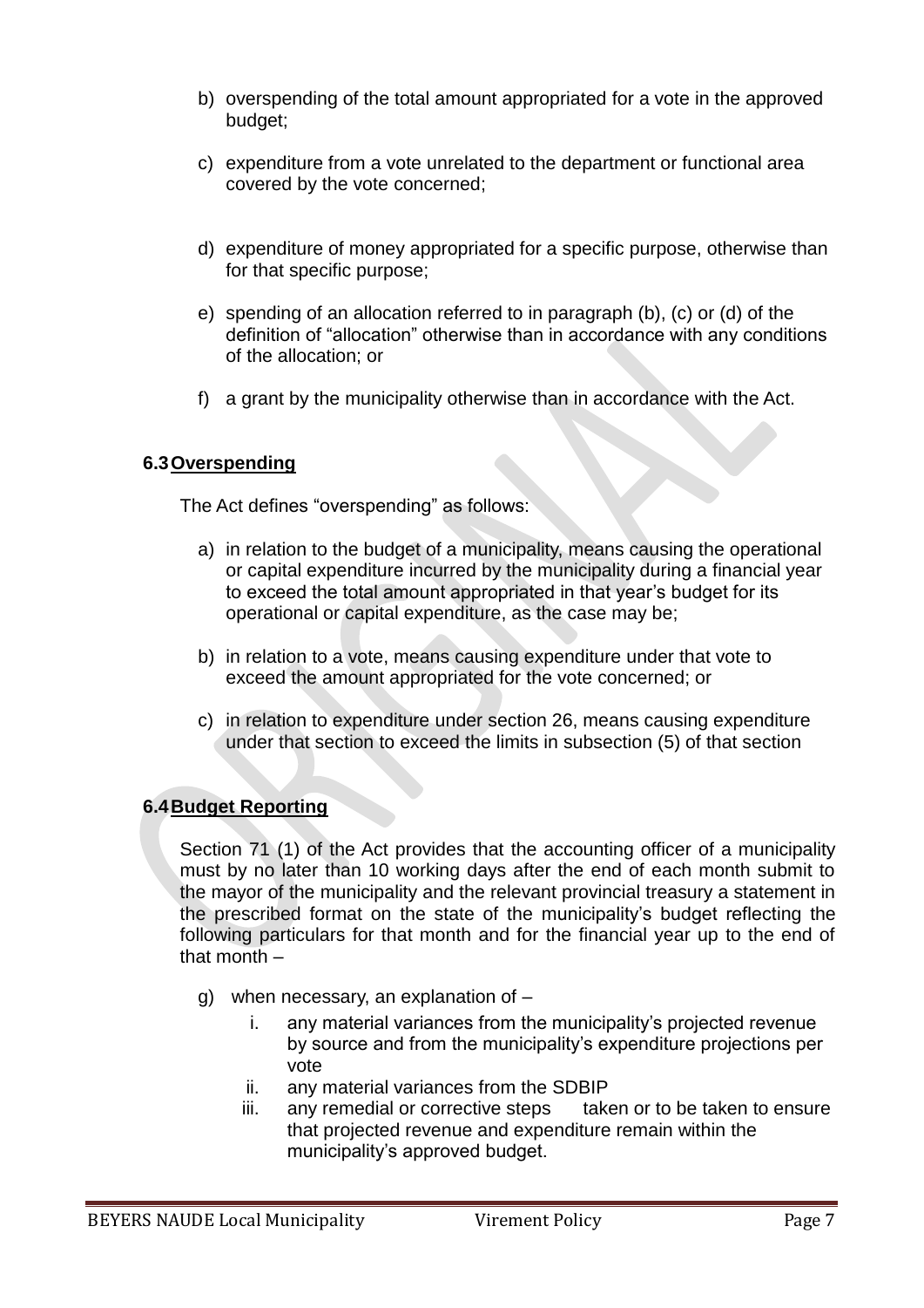b) overspending of the total amount appropriated for a vote in the approved budget;

c) expenditure from a vote unrelated to the department or functional area covered by the vote concerned;

d) expenditure of money appropriated for a specific purpose, otherwise than for that specific purpose;

e) spending of an allocation referred to in paragraph (b), (c) or (d) of the definition of "allocation" otherwise than in accordance with any conditions of the allocation; or

f) a grant by the municipality otherwise than in accordance with the Act.

## 6.3 Overspending

The Act defines "overspending" as follows:

a) in relation to the budget of a municipality, means causing the operational or capital expenditure incurred by the municipality during a financial year to exceed the total amount appropriated in that year's budget for its operational or capital expenditure, as the case may be;

b) in relation to a vote, means causing expenditure under that vote to exceed the amount appropriated for the vote concerned; or

c) in relation to expenditure under section 26, means causing expenditure under that section to exceed the limits in subsection (5) of that section

## 6.4 Budget Reporting

Section 71 (1) of the Act provides that the accounting officer of a municipality must by no later than 10 working days after the end of each month submit to the mayor of the municipality and the relevant provincial treasury a statement in the prescribed format on the state of the municipality's budget reflecting the following particulars for that month and for the financial year up to the end of that month –

g) when necessary, an explanation of –
   i. any material variances from the municipality's projected revenue by source and from the municipality's expenditure projections per vote
   ii. any material variances from the SDBIP
   iii. any remedial or corrective steps taken or to be taken to ensure that projected revenue and expenditure remain within the municipality's approved budget.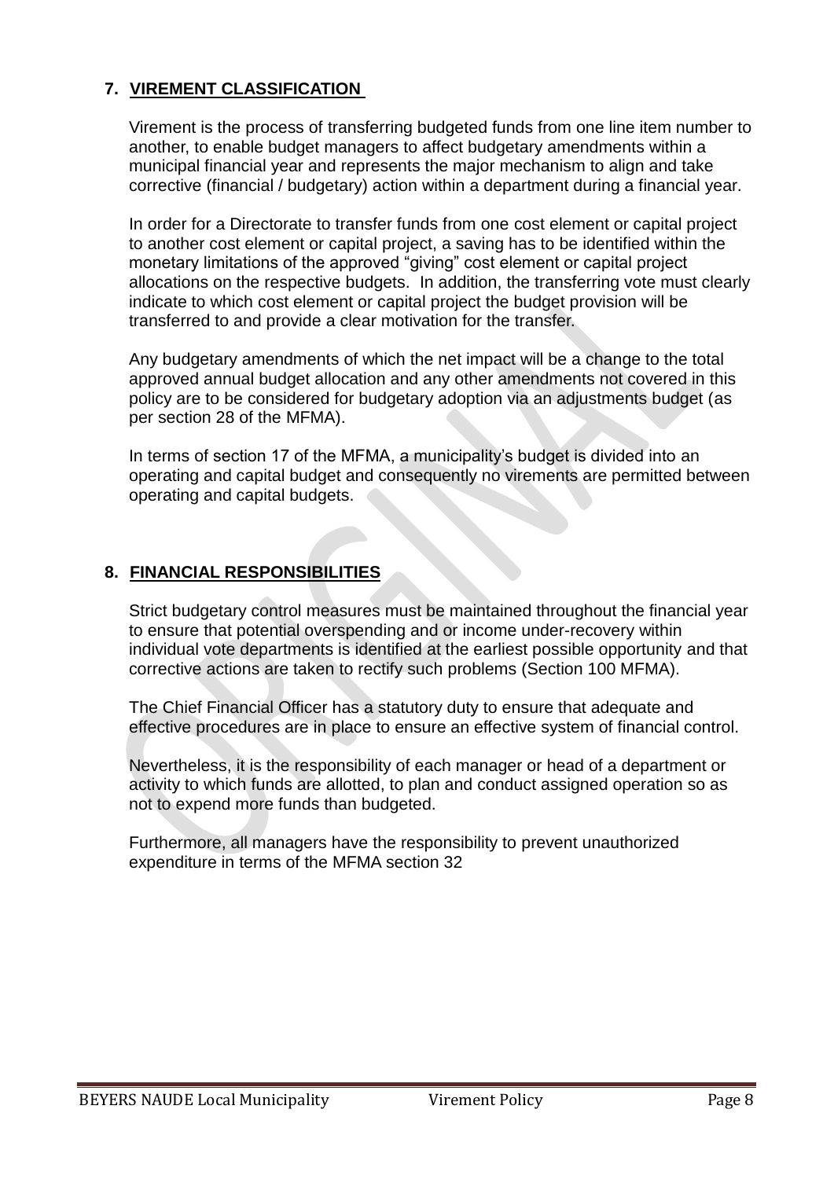## 7. VIREMENT CLASSIFICATION

Virement is the process of transferring budgeted funds from one line item number to another, to enable budget managers to affect budgetary amendments within a municipal financial year and represents the major mechanism to align and take corrective (financial / budgetary) action within a department during a financial year.

In order for a Directorate to transfer funds from one cost element or capital project to another cost element or capital project, a saving has to be identified within the monetary limitations of the approved "giving" cost element or capital project allocations on the respective budgets. In addition, the transferring vote must clearly indicate to which cost element or capital project the budget provision will be transferred to and provide a clear motivation for the transfer.

Any budgetary amendments of which the net impact will be a change to the total approved annual budget allocation and any other amendments not covered in this policy are to be considered for budgetary adoption via an adjustments budget (as per section 28 of the MFMA).

In terms of section 17 of the MFMA, a municipality's budget is divided into an operating and capital budget and consequently no virements are permitted between operating and capital budgets.

## 8. FINANCIAL RESPONSIBILITIES

Strict budgetary control measures must be maintained throughout the financial year to ensure that potential overspending and or income under-recovery within individual vote departments is identified at the earliest possible opportunity and that corrective actions are taken to rectify such problems (Section 100 MFMA).

The Chief Financial Officer has a statutory duty to ensure that adequate and effective procedures are in place to ensure an effective system of financial control.

Nevertheless, it is the responsibility of each manager or head of a department or activity to which funds are allotted, to plan and conduct assigned operation so as not to expend more funds than budgeted.

Furthermore, all managers have the responsibility to prevent unauthorized expenditure in terms of the MFMA section 32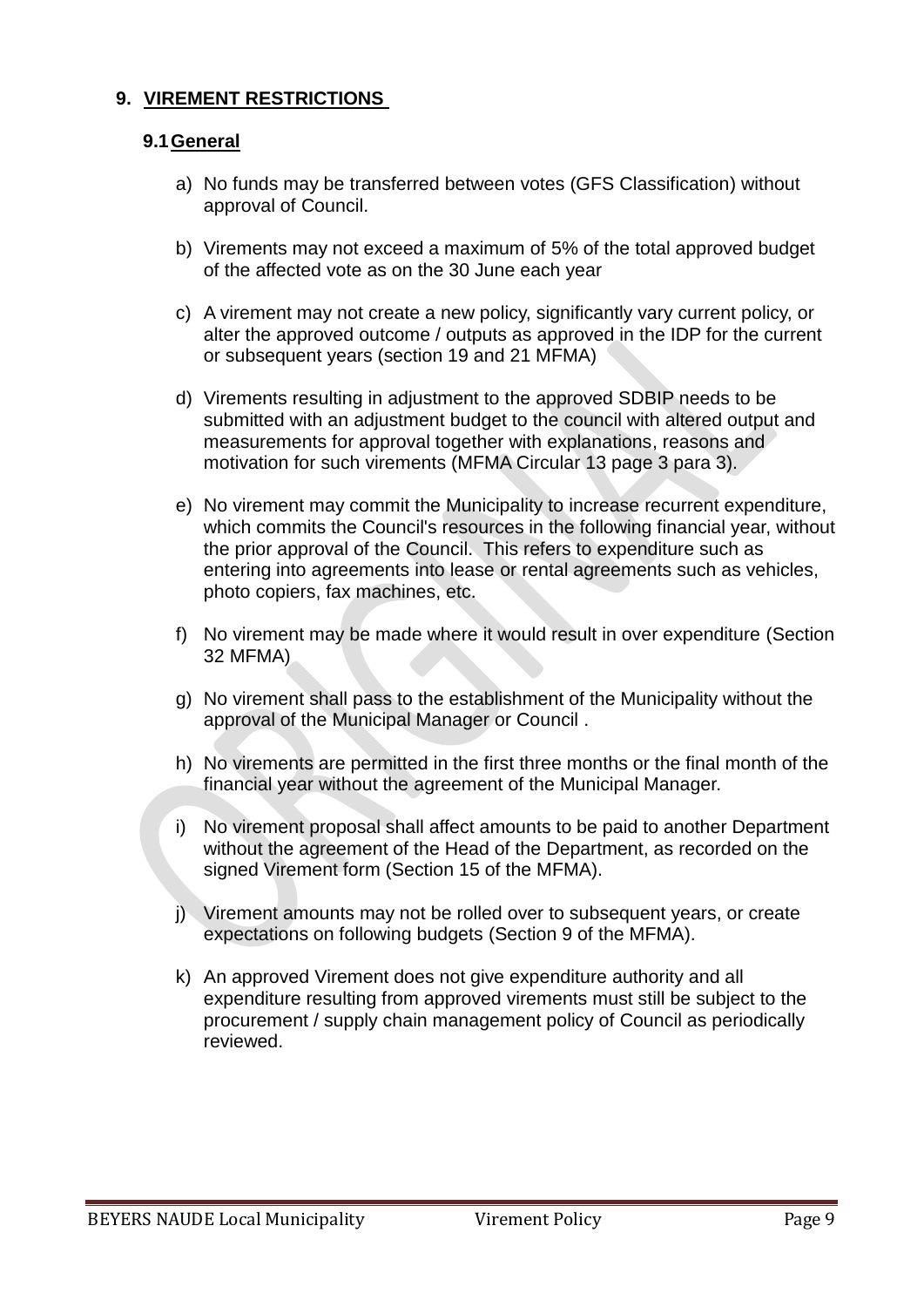## 9. VIREMENT RESTRICTIONS

### 9.1 General

a) No funds may be transferred between votes (GFS Classification) without approval of Council.

b) Virements may not exceed a maximum of 5% of the total approved budget of the affected vote as on the 30 June each year

c) A virement may not create a new policy, significantly vary current policy, or alter the approved outcome / outputs as approved in the IDP for the current or subsequent years (section 19 and 21 MFMA)

d) Virements resulting in adjustment to the approved SDBIP needs to be submitted with an adjustment budget to the council with altered output and measurements for approval together with explanations, reasons and motivation for such virements (MFMA Circular 13 page 3 para 3).

e) No virement may commit the Municipality to increase recurrent expenditure, which commits the Council's resources in the following financial year, without the prior approval of the Council. This refers to expenditure such as entering into agreements into lease or rental agreements such as vehicles, photo copiers, fax machines, etc.

f) No virement may be made where it would result in over expenditure (Section 32 MFMA)

g) No virement shall pass to the establishment of the Municipality without the approval of the Municipal Manager or Council .

h) No virements are permitted in the first three months or the final month of the financial year without the agreement of the Municipal Manager.

i) No virement proposal shall affect amounts to be paid to another Department without the agreement of the Head of the Department, as recorded on the signed Virement form (Section 15 of the MFMA).

j) Virement amounts may not be rolled over to subsequent years, or create expectations on following budgets (Section 9 of the MFMA).

k) An approved Virement does not give expenditure authority and all expenditure resulting from approved virements must still be subject to the procurement / supply chain management policy of Council as periodically reviewed.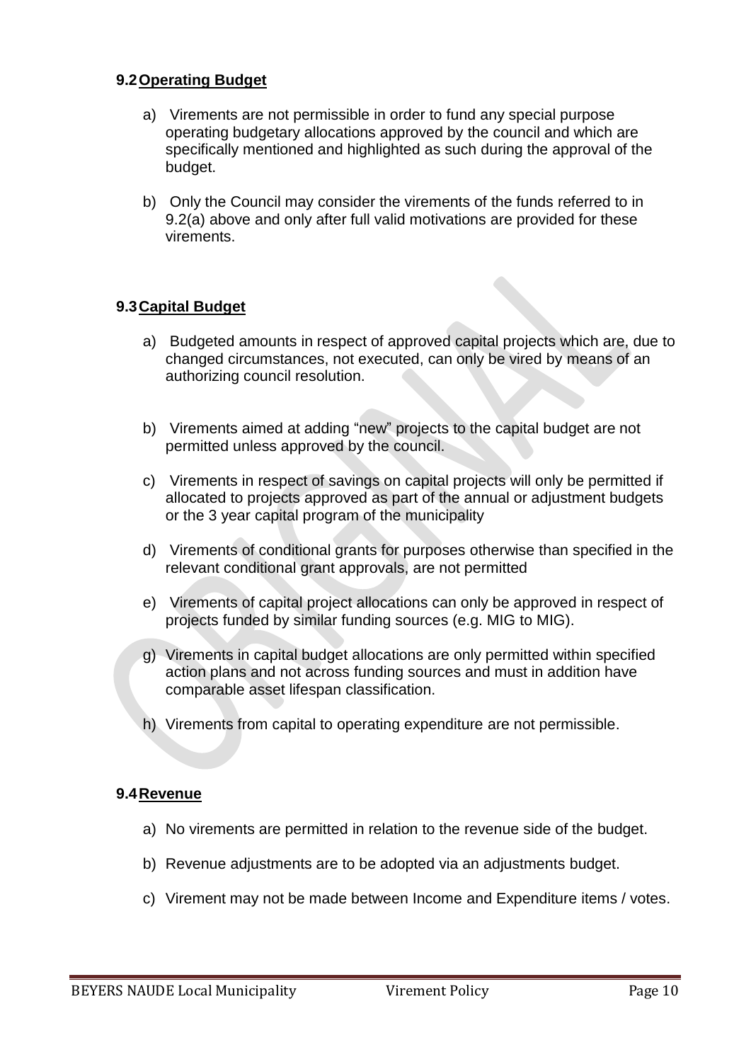### 9.2 Operating Budget

a) Virements are not permissible in order to fund any special purpose operating budgetary allocations approved by the council and which are specifically mentioned and highlighted as such during the approval of the budget.

b) Only the Council may consider the virements of the funds referred to in 9.2(a) above and only after full valid motivations are provided for these virements.

### 9.3 Capital Budget

a) Budgeted amounts in respect of approved capital projects which are, due to changed circumstances, not executed, can only be vired by means of an authorizing council resolution.

b) Virements aimed at adding “new” projects to the capital budget are not permitted unless approved by the council.

c) Virements in respect of savings on capital projects will only be permitted if allocated to projects approved as part of the annual or adjustment budgets or the 3 year capital program of the municipality

d) Virements of conditional grants for purposes otherwise than specified in the relevant conditional grant approvals, are not permitted

e) Virements of capital project allocations can only be approved in respect of projects funded by similar funding sources (e.g. MIG to MIG).

g) Virements in capital budget allocations are only permitted within specified action plans and not across funding sources and must in addition have comparable asset lifespan classification.

h) Virements from capital to operating expenditure are not permissible.

### 9.4 Revenue

a) No virements are permitted in relation to the revenue side of the budget.

b) Revenue adjustments are to be adopted via an adjustments budget.

c) Virement may not be made between Income and Expenditure items / votes.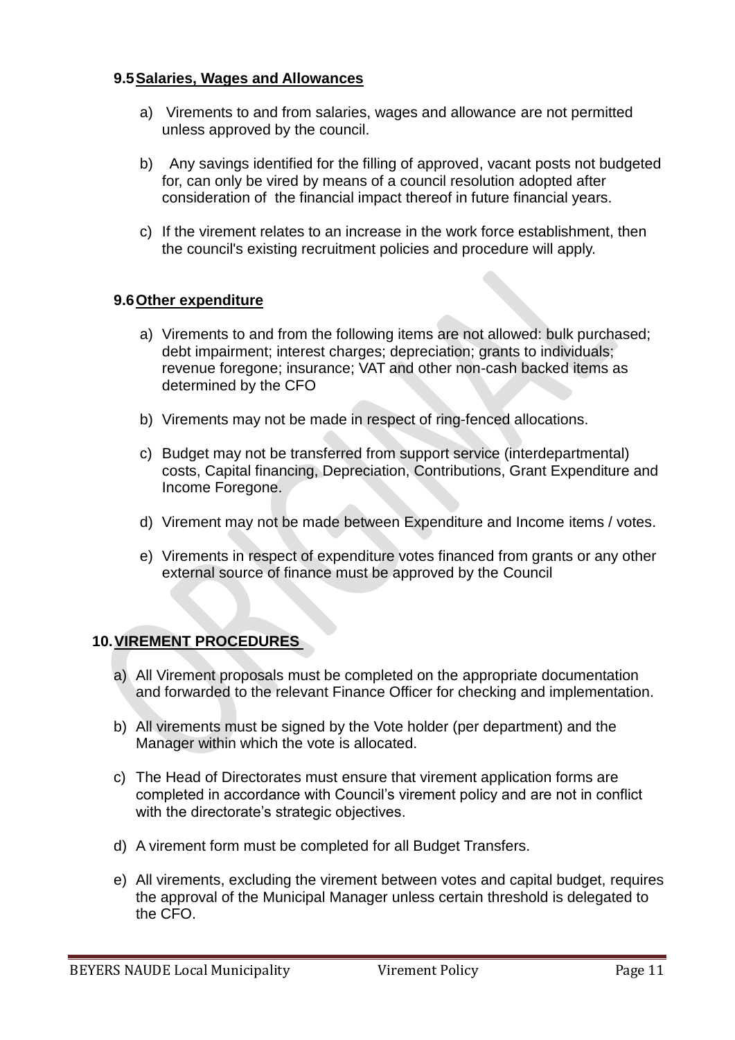### 9.5 Salaries, Wages and Allowances

a) Virements to and from salaries, wages and allowance are not permitted unless approved by the council.

b) Any savings identified for the filling of approved, vacant posts not budgeted for, can only be vired by means of a council resolution adopted after consideration of the financial impact thereof in future financial years.

c) If the virement relates to an increase in the work force establishment, then the council's existing recruitment policies and procedure will apply.

### 9.6 Other expenditure

a) Virements to and from the following items are not allowed: bulk purchased; debt impairment; interest charges; depreciation; grants to individuals; revenue foregone; insurance; VAT and other non-cash backed items as determined by the CFO

b) Virements may not be made in respect of ring-fenced allocations.

c) Budget may not be transferred from support service (interdepartmental) costs, Capital financing, Depreciation, Contributions, Grant Expenditure and Income Foregone.

d) Virement may not be made between Expenditure and Income items / votes.

e) Virements in respect of expenditure votes financed from grants or any other external source of finance must be approved by the Council

## 10. VIREMENT PROCEDURES

a) All Virement proposals must be completed on the appropriate documentation and forwarded to the relevant Finance Officer for checking and implementation.

b) All virements must be signed by the Vote holder (per department) and the Manager within which the vote is allocated.

c) The Head of Directorates must ensure that virement application forms are completed in accordance with Council's virement policy and are not in conflict with the directorate's strategic objectives.

d) A virement form must be completed for all Budget Transfers.

e) All virements, excluding the virement between votes and capital budget, requires the approval of the Municipal Manager unless certain threshold is delegated to the CFO.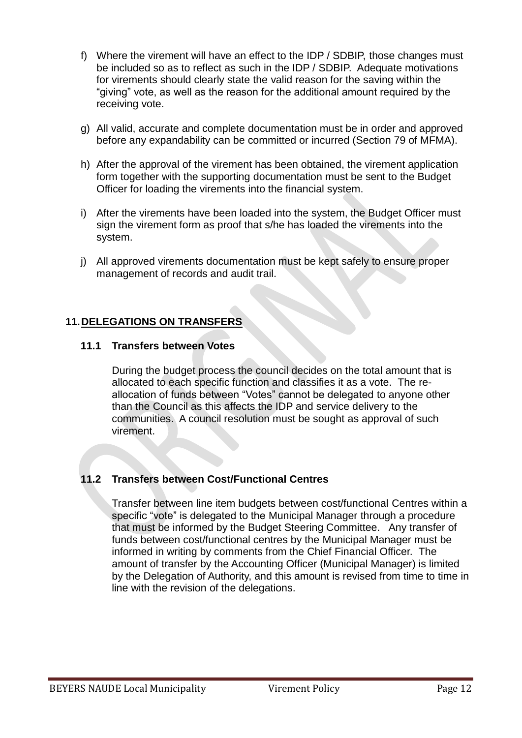f) Where the virement will have an effect to the IDP / SDBIP, those changes must be included so as to reflect as such in the IDP / SDBIP. Adequate motivations for virements should clearly state the valid reason for the saving within the "giving" vote, as well as the reason for the additional amount required by the receiving vote.

g) All valid, accurate and complete documentation must be in order and approved before any expandability can be committed or incurred (Section 79 of MFMA).

h) After the approval of the virement has been obtained, the virement application form together with the supporting documentation must be sent to the Budget Officer for loading the virements into the financial system.

i) After the virements have been loaded into the system, the Budget Officer must sign the virement form as proof that s/he has loaded the virements into the system.

j) All approved virements documentation must be kept safely to ensure proper management of records and audit trail.

## 11. DELEGATIONS ON TRANSFERS

### 11.1 Transfers between Votes

During the budget process the council decides on the total amount that is allocated to each specific function and classifies it as a vote. The re-allocation of funds between "Votes" cannot be delegated to anyone other than the Council as this affects the IDP and service delivery to the communities. A council resolution must be sought as approval of such virement.

### 11.2 Transfers between Cost/Functional Centres

Transfer between line item budgets between cost/functional Centres within a specific "vote" is delegated to the Municipal Manager through a procedure that must be informed by the Budget Steering Committee. Any transfer of funds between cost/functional centres by the Municipal Manager must be informed in writing by comments from the Chief Financial Officer. The amount of transfer by the Accounting Officer (Municipal Manager) is limited by the Delegation of Authority, and this amount is revised from time to time in line with the revision of the delegations.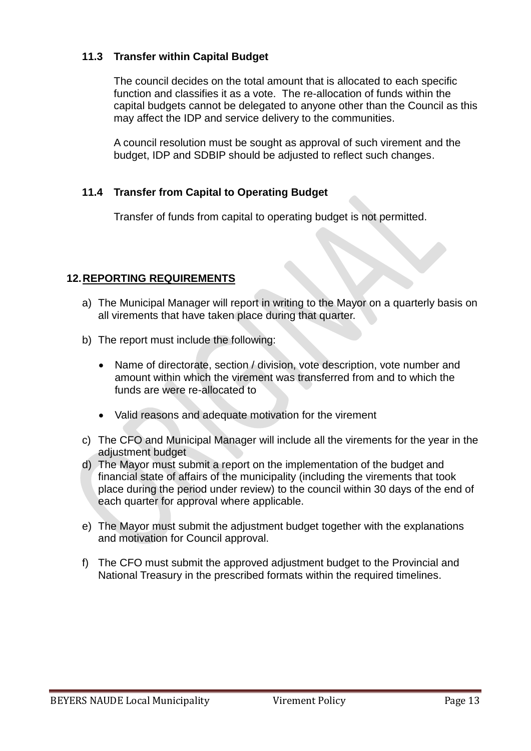### 11.3 Transfer within Capital Budget

The council decides on the total amount that is allocated to each specific function and classifies it as a vote. The re-allocation of funds within the capital budgets cannot be delegated to anyone other than the Council as this may affect the IDP and service delivery to the communities.

A council resolution must be sought as approval of such virement and the budget, IDP and SDBIP should be adjusted to reflect such changes.

### 11.4 Transfer from Capital to Operating Budget

Transfer of funds from capital to operating budget is not permitted.

## 12. REPORTING REQUIREMENTS

a) The Municipal Manager will report in writing to the Mayor on a quarterly basis on all virements that have taken place during that quarter.

b) The report must include the following:

- Name of directorate, section / division, vote description, vote number and amount within which the virement was transferred from and to which the funds are were re-allocated to
- Valid reasons and adequate motivation for the virement

c) The CFO and Municipal Manager will include all the virements for the year in the adjustment budget

d) The Mayor must submit a report on the implementation of the budget and financial state of affairs of the municipality (including the virements that took place during the period under review) to the council within 30 days of the end of each quarter for approval where applicable.

e) The Mayor must submit the adjustment budget together with the explanations and motivation for Council approval.

f) The CFO must submit the approved adjustment budget to the Provincial and National Treasury in the prescribed formats within the required timelines.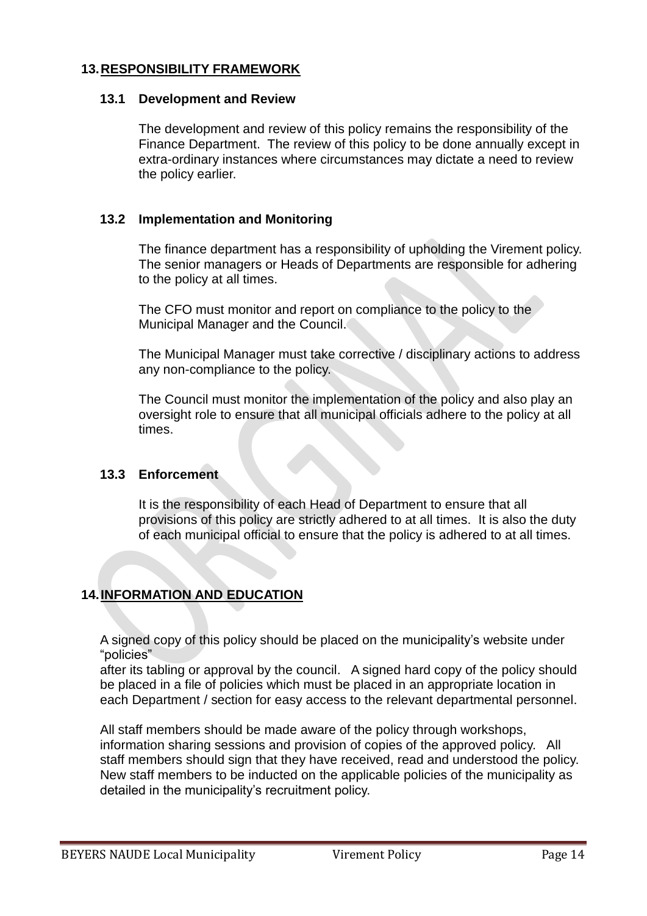## 13. RESPONSIBILITY FRAMEWORK

### 13.1 Development and Review

The development and review of this policy remains the responsibility of the Finance Department. The review of this policy to be done annually except in extra-ordinary instances where circumstances may dictate a need to review the policy earlier.

### 13.2 Implementation and Monitoring

The finance department has a responsibility of upholding the Virement policy. The senior managers or Heads of Departments are responsible for adhering to the policy at all times.

The CFO must monitor and report on compliance to the policy to the Municipal Manager and the Council.

The Municipal Manager must take corrective / disciplinary actions to address any non-compliance to the policy.

The Council must monitor the implementation of the policy and also play an oversight role to ensure that all municipal officials adhere to the policy at all times.

### 13.3 Enforcement

It is the responsibility of each Head of Department to ensure that all provisions of this policy are strictly adhered to at all times. It is also the duty of each municipal official to ensure that the policy is adhered to at all times.

## 14. INFORMATION AND EDUCATION

A signed copy of this policy should be placed on the municipality's website under "policies"
after its tabling or approval by the council. A signed hard copy of the policy should be placed in a file of policies which must be placed in an appropriate location in each Department / section for easy access to the relevant departmental personnel.

All staff members should be made aware of the policy through workshops, information sharing sessions and provision of copies of the approved policy. All staff members should sign that they have received, read and understood the policy. New staff members to be inducted on the applicable policies of the municipality as detailed in the municipality's recruitment policy.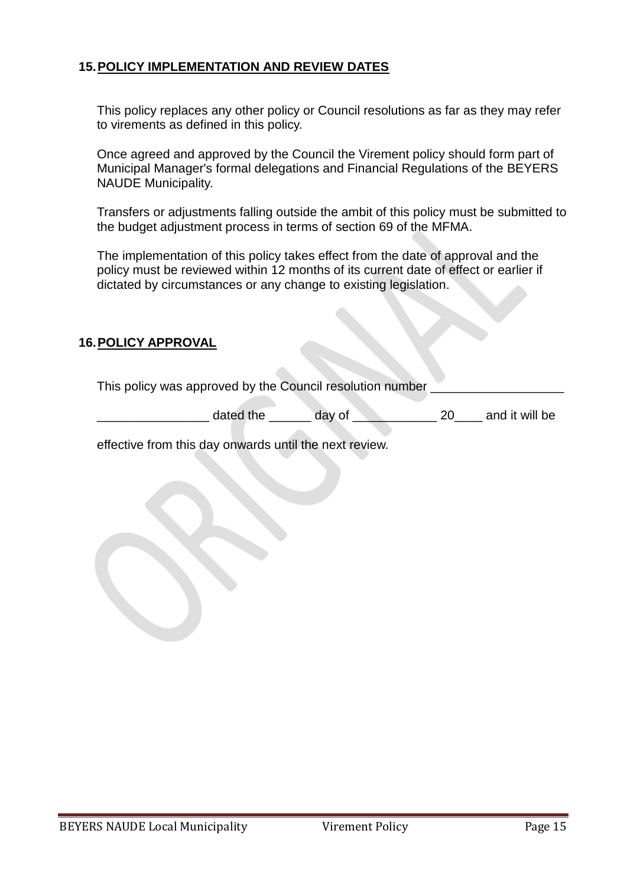## 15. POLICY IMPLEMENTATION AND REVIEW DATES

This policy replaces any other policy or Council resolutions as far as they may refer to virements as defined in this policy.

Once agreed and approved by the Council the Virement policy should form part of Municipal Manager's formal delegations and Financial Regulations of the BEYERS NAUDE Municipality.

Transfers or adjustments falling outside the ambit of this policy must be submitted to the budget adjustment process in terms of section 69 of the MFMA.

The implementation of this policy takes effect from the date of approval and the policy must be reviewed within 12 months of its current date of effect or earlier if dictated by circumstances or any change to existing legislation.

## 16. POLICY APPROVAL

This policy was approved by the Council resolution number ___________________

________________ dated the ______ day of ____________ 20____ and it will be

effective from this day onwards until the next review.